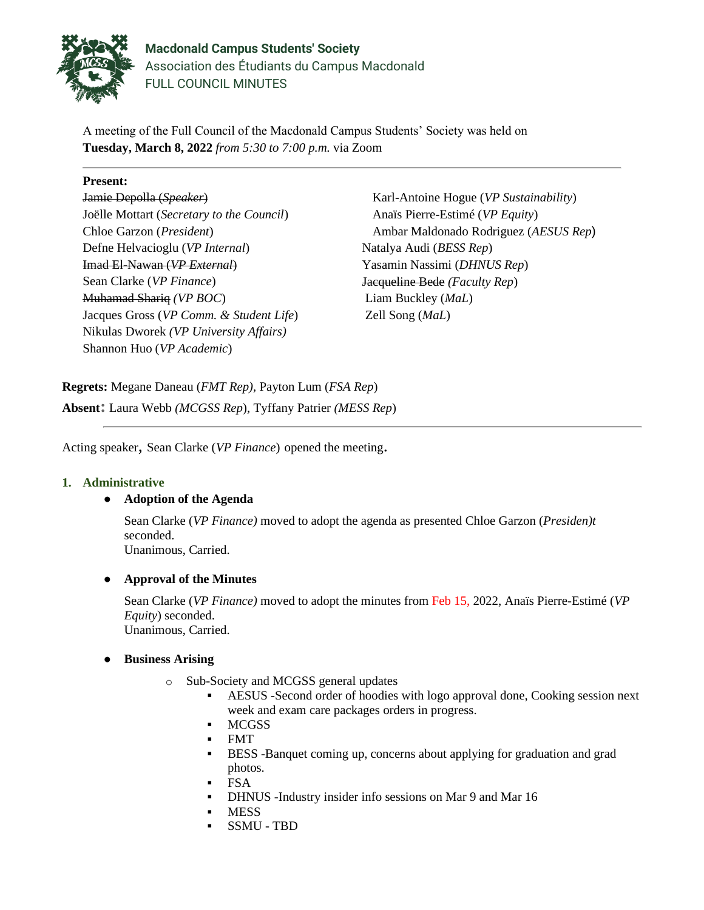# Macdonald Campus Students' Society

Association des Étudiants du Campus Macdonald

FULL COUNCIL MINUTES

A meeting of the Full Council of the Macdonald Campus Students' Society was held on **Tuesday, March 8, 2022** *from 5:30 to 7:00 p.m.* via Zoom

---

**Present:**

~~Jamie Depolla (*Speaker*)~~
Joëlle Mottart (*Secretary to the Council*)
Chloe Garzon (*President*)
Defne Helvacioglu (*VP Internal*)
~~Imad El-Nawan (*VP External*)~~
Sean Clarke (*VP Finance*)
~~Muhamad Shariq~~ *(VP BOC)*
Jacques Gross (*VP Comm. & Student Life*)
Nikulas Dworek *(VP University Affairs)*
Shannon Huo (*VP Academic*)
Karl-Antoine Hogue (*VP Sustainability*)
Anaïs Pierre-Estimé (*VP Equity*)
Ambar Maldonado Rodriguez (*AESUS Rep*)
Natalya Audi (*BESS Rep*)
Yasamin Nassimi (*DHNUS Rep*)
~~Jacqueline Bede~~ *(Faculty Rep)*
Liam Buckley (*MaL*)
Zell Song (*MaL*)

**Regrets:** Megane Daneau (*FMT Rep),* Payton Lum (*FSA Rep*)

**Absent**: Laura Webb *(MCGSS Rep*), Tyffany Patrier *(MESS Rep*)

---

Acting speaker, Sean Clarke (*VP Finance*) opened the meeting.

## 1. Administrative

- **Adoption of the Agenda**

  Sean Clarke (*VP Finance)* moved to adopt the agenda as presented Chloe Garzon (*Presiden)t* seconded.
  Unanimous, Carried.

- **Approval of the Minutes**

  Sean Clarke (*VP Finance)* moved to adopt the minutes from Feb 15, 2022, Anaïs Pierre-Estimé (*VP Equity*) seconded.
  Unanimous, Carried.

- **Business Arising**
  - Sub-Society and MCGSS general updates
    - AESUS -Second order of hoodies with logo approval done, Cooking session next week and exam care packages orders in progress.
    - MCGSS
    - FMT
    - BESS -Banquet coming up, concerns about applying for graduation and grad photos.
    - FSA
    - DHNUS -Industry insider info sessions on Mar 9 and Mar 16
    - MESS
    - SSMU - TBD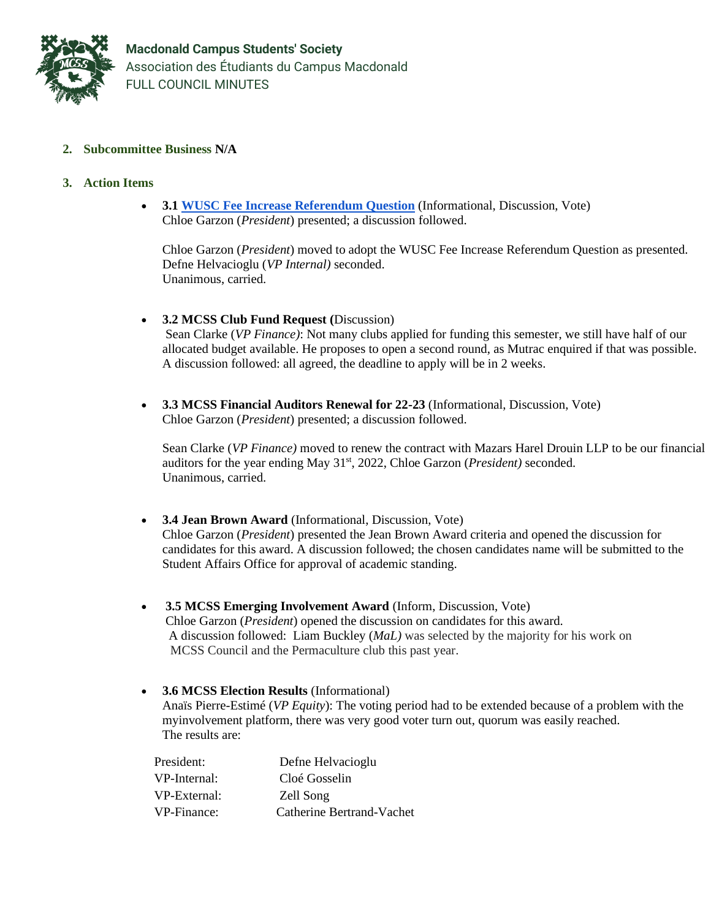2. **Subcommittee Business N/A**

3. **Action Items**

- **3.1 WUSC Fee Increase Referendum Question** (Informational, Discussion, Vote)
  Chloe Garzon (*President*) presented; a discussion followed.

  Chloe Garzon (*President*) moved to adopt the WUSC Fee Increase Referendum Question as presented. Defne Helvacioglu (*VP Internal)* seconded.
  Unanimous, carried.

- **3.2 MCSS Club Fund Request (**Discussion)
  Sean Clarke (*VP Finance)*: Not many clubs applied for funding this semester, we still have half of our allocated budget available. He proposes to open a second round, as Mutrac enquired if that was possible. A discussion followed: all agreed, the deadline to apply will be in 2 weeks.

- **3.3 MCSS Financial Auditors Renewal for 22-23** (Informational, Discussion, Vote)
  Chloe Garzon (*President*) presented; a discussion followed.

  Sean Clarke (*VP Finance)* moved to renew the contract with Mazars Harel Drouin LLP to be our financial auditors for the year ending May 31st, 2022, Chloe Garzon (*President)* seconded.
  Unanimous, carried.

- **3.4 Jean Brown Award** (Informational, Discussion, Vote)
  Chloe Garzon (*President*) presented the Jean Brown Award criteria and opened the discussion for candidates for this award. A discussion followed; the chosen candidates name will be submitted to the Student Affairs Office for approval of academic standing.

- **3.5 MCSS Emerging Involvement Award** (Inform, Discussion, Vote)
  Chloe Garzon (*President*) opened the discussion on candidates for this award.
  A discussion followed: Liam Buckley (*MaL)* was selected by the majority for his work on MCSS Council and the Permaculture club this past year.

- **3.6 MCSS Election Results** (Informational)
  Anaïs Pierre-Estimé (*VP Equity*): The voting period had to be extended because of a problem with the myinvolvement platform, there was very good voter turn out, quorum was easily reached.
  The results are:

| | |
|---|---|
| President: | Defne Helvacioglu |
| VP-Internal: | Cloé Gosselin |
| VP-External: | Zell Song |
| VP-Finance: | Catherine Bertrand-Vachet |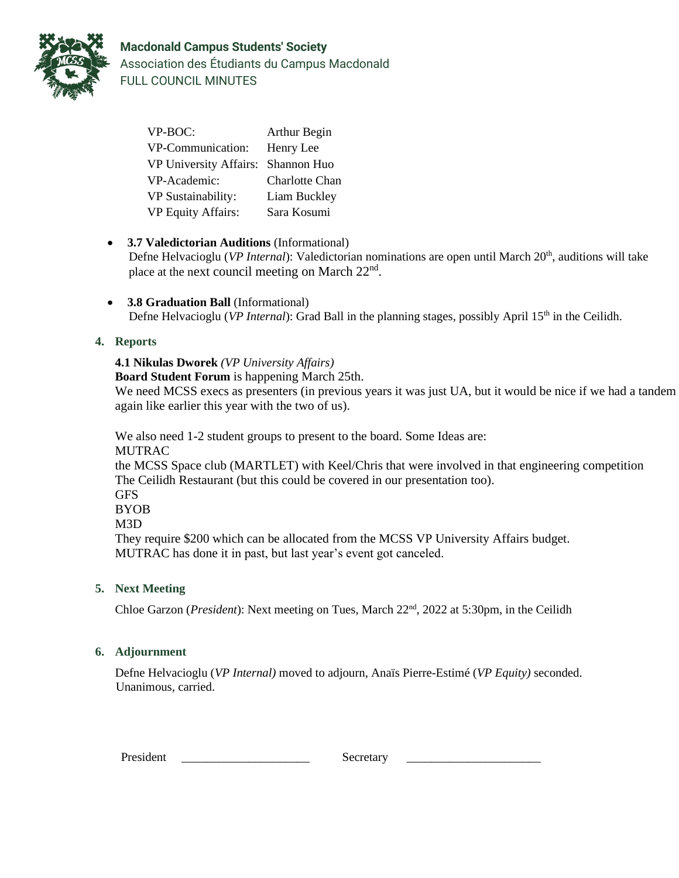| | |
|---|---|
| VP-BOC: | Arthur Begin |
| VP-Communication: | Henry Lee |
| VP University Affairs: | Shannon Huo |
| VP-Academic: | Charlotte Chan |
| VP Sustainability: | Liam Buckley |
| VP Equity Affairs: | Sara Kosumi |

- **3.7 Valedictorian Auditions** (Informational)
  Defne Helvacioglu (*VP Internal*): Valedictorian nominations are open until March 20th, auditions will take place at the next council meeting on March 22nd.

- **3.8 Graduation Ball** (Informational)
  Defne Helvacioglu (*VP Internal*): Grad Ball in the planning stages, possibly April 15th in the Ceilidh.

## 4. Reports

**4.1 Nikulas Dworek** *(VP University Affairs)*
**Board Student Forum** is happening March 25th.
We need MCSS execs as presenters (in previous years it was just UA, but it would be nice if we had a tandem again like earlier this year with the two of us).

We also need 1-2 student groups to present to the board. Some Ideas are:
MUTRAC
the MCSS Space club (MARTLET) with Keel/Chris that were involved in that engineering competition
The Ceilidh Restaurant (but this could be covered in our presentation too).
GFS
BYOB
M3D
They require $200 which can be allocated from the MCSS VP University Affairs budget.
MUTRAC has done it in past, but last year's event got canceled.

## 5. Next Meeting

Chloe Garzon (*President*): Next meeting on Tues, March 22nd, 2022 at 5:30pm, in the Ceilidh

## 6. Adjournment

Defne Helvacioglu (*VP Internal)* moved to adjourn, Anaïs Pierre-Estimé (*VP Equity)* seconded.
Unanimous, carried.

President \_\_\_\_\_\_\_\_\_\_\_\_\_\_\_\_\_\_\_\_\_ Secretary \_\_\_\_\_\_\_\_\_\_\_\_\_\_\_\_\_\_\_\_\_